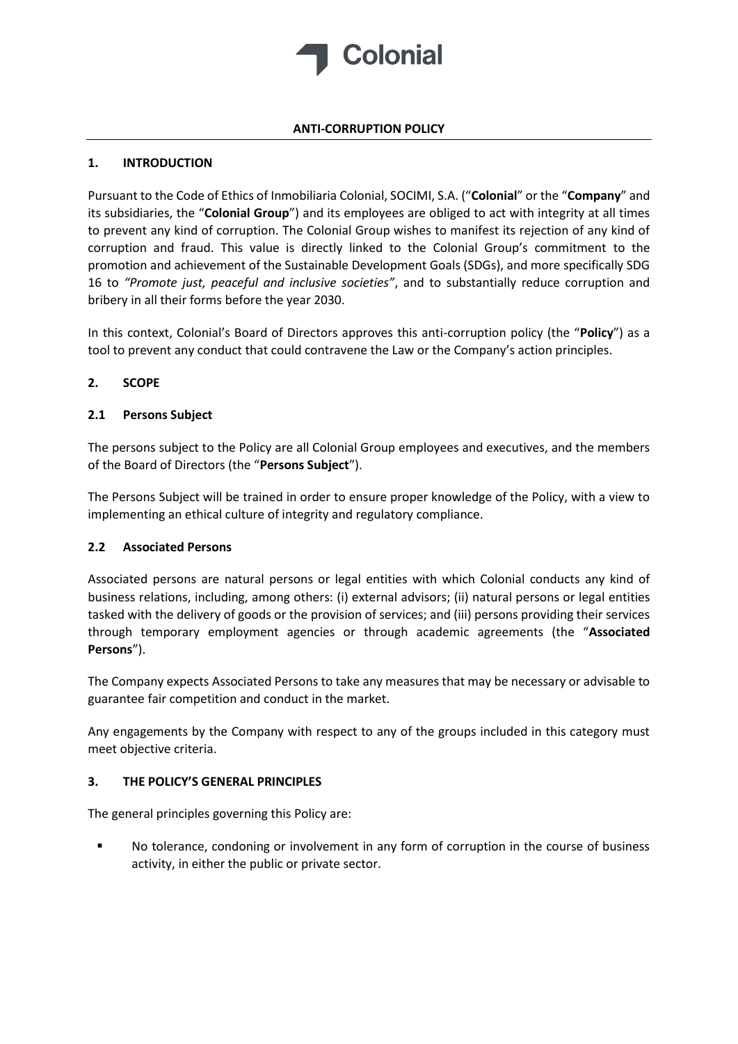Colonial

# ANTI-CORRUPTION POLICY

## 1. INTRODUCTION

Pursuant to the Code of Ethics of Inmobiliaria Colonial, SOCIMI, S.A. ("**Colonial**" or the "**Company**" and its subsidiaries, the "**Colonial Group**") and its employees are obliged to act with integrity at all times to prevent any kind of corruption. The Colonial Group wishes to manifest its rejection of any kind of corruption and fraud. This value is directly linked to the Colonial Group's commitment to the promotion and achievement of the Sustainable Development Goals (SDGs), and more specifically SDG 16 to *"Promote just, peaceful and inclusive societies"*, and to substantially reduce corruption and bribery in all their forms before the year 2030.

In this context, Colonial's Board of Directors approves this anti-corruption policy (the "**Policy**") as a tool to prevent any conduct that could contravene the Law or the Company's action principles.

## 2. SCOPE

### 2.1 Persons Subject

The persons subject to the Policy are all Colonial Group employees and executives, and the members of the Board of Directors (the "**Persons Subject**").

The Persons Subject will be trained in order to ensure proper knowledge of the Policy, with a view to implementing an ethical culture of integrity and regulatory compliance.

### 2.2 Associated Persons

Associated persons are natural persons or legal entities with which Colonial conducts any kind of business relations, including, among others: (i) external advisors; (ii) natural persons or legal entities tasked with the delivery of goods or the provision of services; and (iii) persons providing their services through temporary employment agencies or through academic agreements (the "**Associated Persons**").

The Company expects Associated Persons to take any measures that may be necessary or advisable to guarantee fair competition and conduct in the market.

Any engagements by the Company with respect to any of the groups included in this category must meet objective criteria.

## 3. THE POLICY'S GENERAL PRINCIPLES

The general principles governing this Policy are:

- No tolerance, condoning or involvement in any form of corruption in the course of business activity, in either the public or private sector.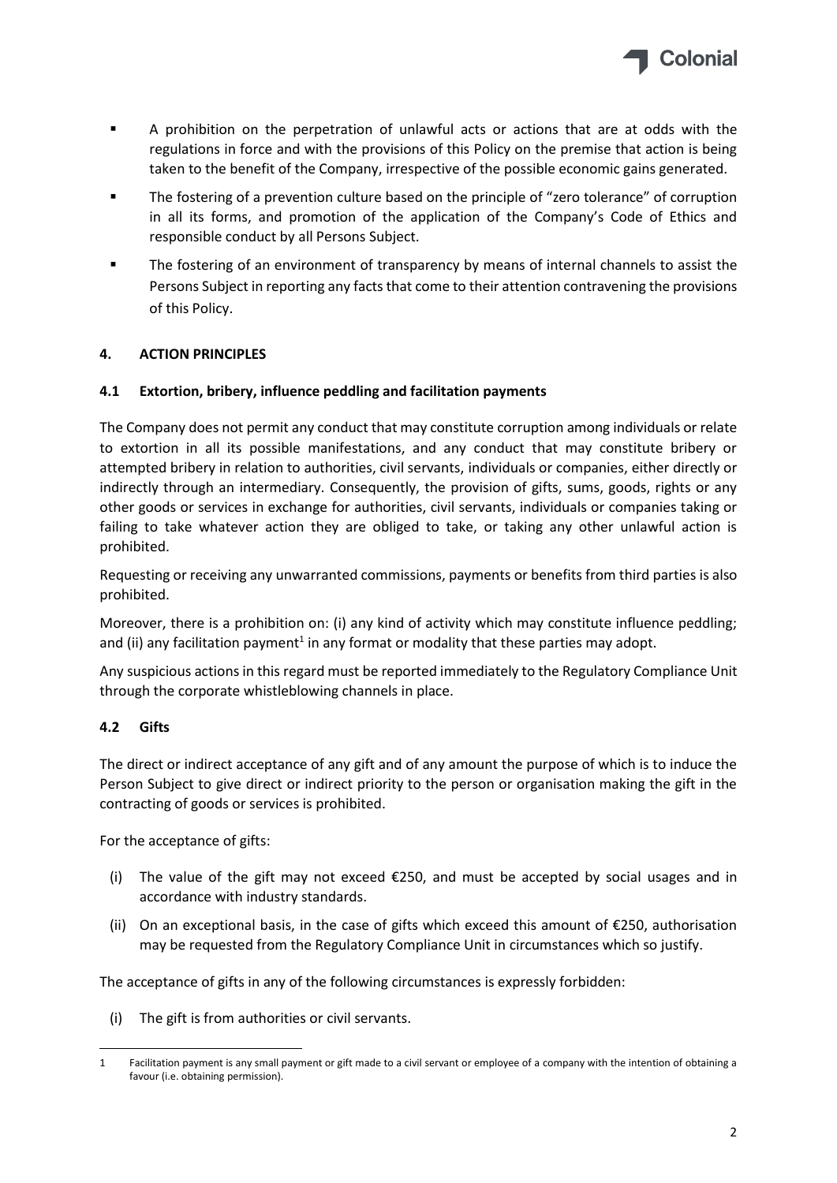- A prohibition on the perpetration of unlawful acts or actions that are at odds with the regulations in force and with the provisions of this Policy on the premise that action is being taken to the benefit of the Company, irrespective of the possible economic gains generated.
- The fostering of a prevention culture based on the principle of "zero tolerance" of corruption in all its forms, and promotion of the application of the Company's Code of Ethics and responsible conduct by all Persons Subject.
- The fostering of an environment of transparency by means of internal channels to assist the Persons Subject in reporting any facts that come to their attention contravening the provisions of this Policy.

## 4. ACTION PRINCIPLES

### 4.1 Extortion, bribery, influence peddling and facilitation payments

The Company does not permit any conduct that may constitute corruption among individuals or relate to extortion in all its possible manifestations, and any conduct that may constitute bribery or attempted bribery in relation to authorities, civil servants, individuals or companies, either directly or indirectly through an intermediary. Consequently, the provision of gifts, sums, goods, rights or any other goods or services in exchange for authorities, civil servants, individuals or companies taking or failing to take whatever action they are obliged to take, or taking any other unlawful action is prohibited.

Requesting or receiving any unwarranted commissions, payments or benefits from third parties is also prohibited.

Moreover, there is a prohibition on: (i) any kind of activity which may constitute influence peddling; and (ii) any facilitation payment[1] in any format or modality that these parties may adopt.

Any suspicious actions in this regard must be reported immediately to the Regulatory Compliance Unit through the corporate whistleblowing channels in place.

### 4.2 Gifts

The direct or indirect acceptance of any gift and of any amount the purpose of which is to induce the Person Subject to give direct or indirect priority to the person or organisation making the gift in the contracting of goods or services is prohibited.

For the acceptance of gifts:

(i) The value of the gift may not exceed €250, and must be accepted by social usages and in accordance with industry standards.

(ii) On an exceptional basis, in the case of gifts which exceed this amount of €250, authorisation may be requested from the Regulatory Compliance Unit in circumstances which so justify.

The acceptance of gifts in any of the following circumstances is expressly forbidden:

(i) The gift is from authorities or civil servants.

---

[1] Facilitation payment is any small payment or gift made to a civil servant or employee of a company with the intention of obtaining a favour (i.e. obtaining permission).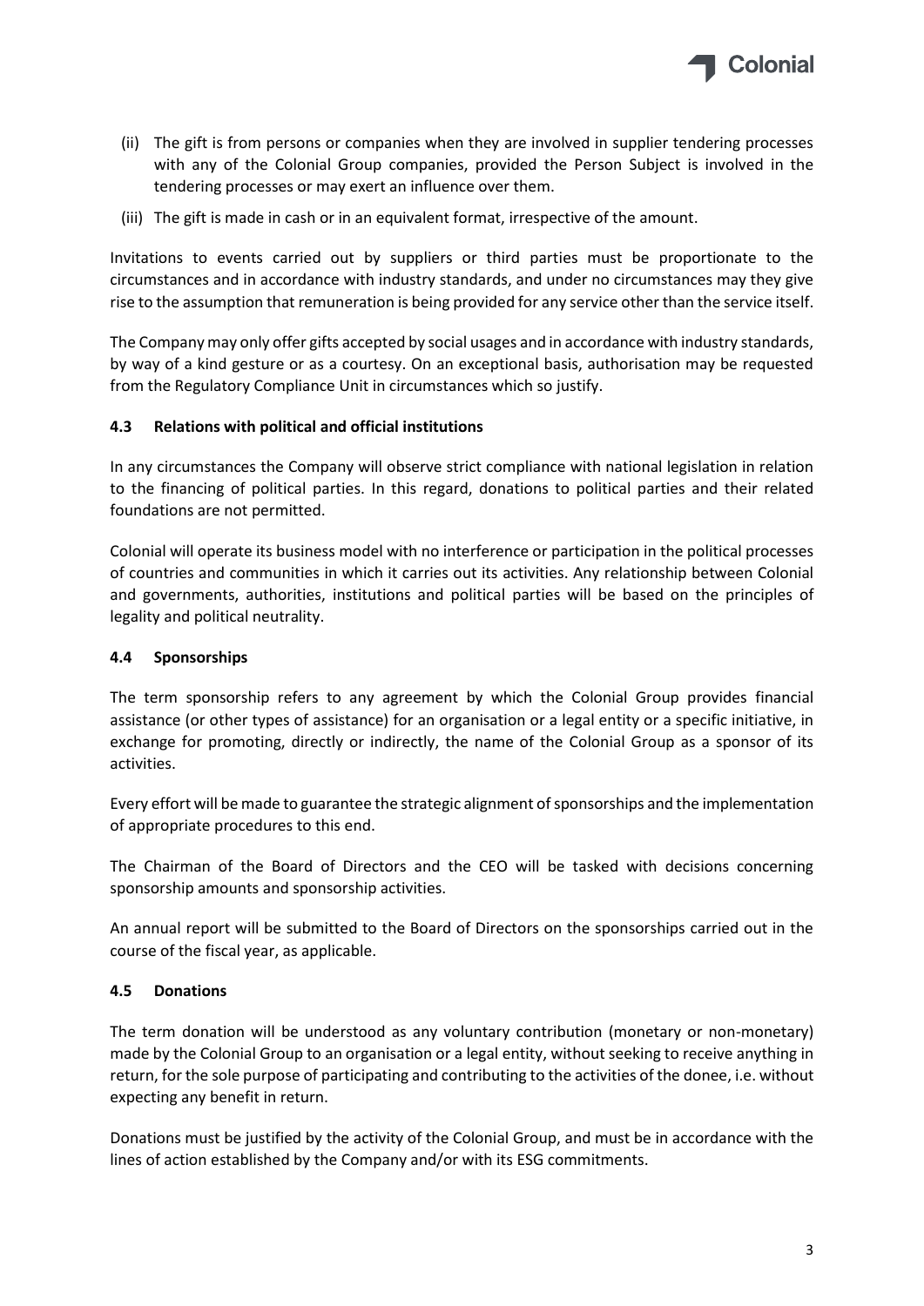(ii) The gift is from persons or companies when they are involved in supplier tendering processes with any of the Colonial Group companies, provided the Person Subject is involved in the tendering processes or may exert an influence over them.

(iii) The gift is made in cash or in an equivalent format, irrespective of the amount.

Invitations to events carried out by suppliers or third parties must be proportionate to the circumstances and in accordance with industry standards, and under no circumstances may they give rise to the assumption that remuneration is being provided for any service other than the service itself.

The Company may only offer gifts accepted by social usages and in accordance with industry standards, by way of a kind gesture or as a courtesy. On an exceptional basis, authorisation may be requested from the Regulatory Compliance Unit in circumstances which so justify.

### 4.3 Relations with political and official institutions

In any circumstances the Company will observe strict compliance with national legislation in relation to the financing of political parties. In this regard, donations to political parties and their related foundations are not permitted.

Colonial will operate its business model with no interference or participation in the political processes of countries and communities in which it carries out its activities. Any relationship between Colonial and governments, authorities, institutions and political parties will be based on the principles of legality and political neutrality.

### 4.4 Sponsorships

The term sponsorship refers to any agreement by which the Colonial Group provides financial assistance (or other types of assistance) for an organisation or a legal entity or a specific initiative, in exchange for promoting, directly or indirectly, the name of the Colonial Group as a sponsor of its activities.

Every effort will be made to guarantee the strategic alignment of sponsorships and the implementation of appropriate procedures to this end.

The Chairman of the Board of Directors and the CEO will be tasked with decisions concerning sponsorship amounts and sponsorship activities.

An annual report will be submitted to the Board of Directors on the sponsorships carried out in the course of the fiscal year, as applicable.

### 4.5 Donations

The term donation will be understood as any voluntary contribution (monetary or non-monetary) made by the Colonial Group to an organisation or a legal entity, without seeking to receive anything in return, for the sole purpose of participating and contributing to the activities of the donee, i.e. without expecting any benefit in return.

Donations must be justified by the activity of the Colonial Group, and must be in accordance with the lines of action established by the Company and/or with its ESG commitments.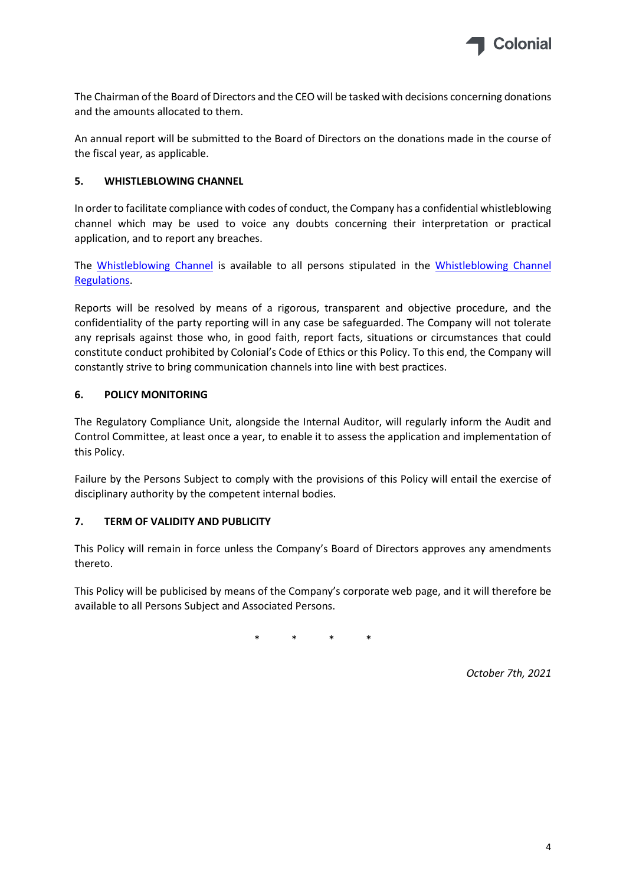The Chairman of the Board of Directors and the CEO will be tasked with decisions concerning donations and the amounts allocated to them.

An annual report will be submitted to the Board of Directors on the donations made in the course of the fiscal year, as applicable.

## 5. WHISTLEBLOWING CHANNEL

In order to facilitate compliance with codes of conduct, the Company has a confidential whistleblowing channel which may be used to voice any doubts concerning their interpretation or practical application, and to report any breaches.

The Whistleblowing Channel is available to all persons stipulated in the Whistleblowing Channel Regulations.

Reports will be resolved by means of a rigorous, transparent and objective procedure, and the confidentiality of the party reporting will in any case be safeguarded. The Company will not tolerate any reprisals against those who, in good faith, report facts, situations or circumstances that could constitute conduct prohibited by Colonial's Code of Ethics or this Policy. To this end, the Company will constantly strive to bring communication channels into line with best practices.

## 6. POLICY MONITORING

The Regulatory Compliance Unit, alongside the Internal Auditor, will regularly inform the Audit and Control Committee, at least once a year, to enable it to assess the application and implementation of this Policy.

Failure by the Persons Subject to comply with the provisions of this Policy will entail the exercise of disciplinary authority by the competent internal bodies.

## 7. TERM OF VALIDITY AND PUBLICITY

This Policy will remain in force unless the Company's Board of Directors approves any amendments thereto.

This Policy will be publicised by means of the Company's corporate web page, and it will therefore be available to all Persons Subject and Associated Persons.

\* \* \* \*

*October 7th, 2021*